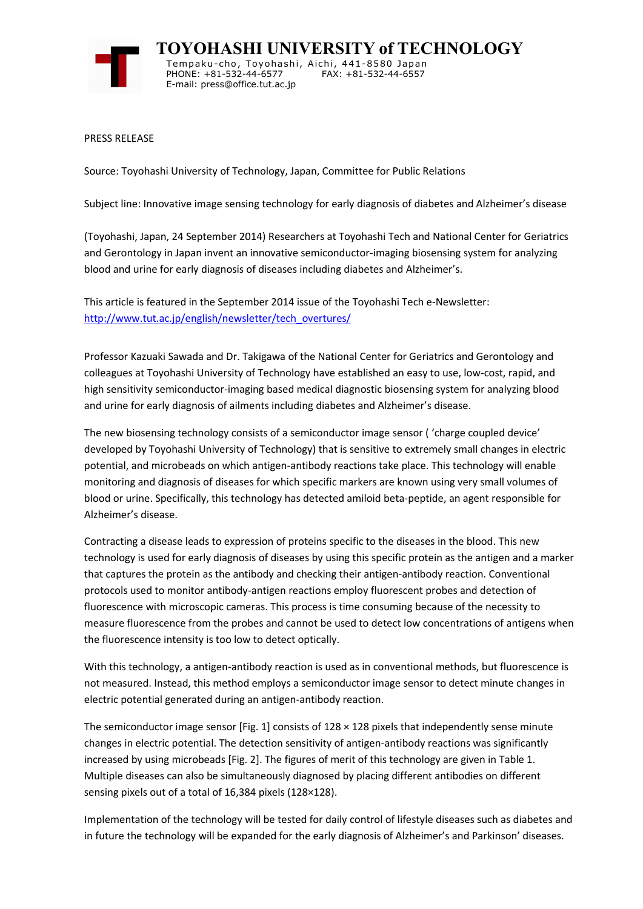# TOYOHASHI UNIVERSITY of TECHNOLOGY

Tempaku-cho, Toyohashi, Aichi, 441-8580 Japan
PHONE: +81-532-44-6577 FAX: +81-532-44-6557
E-mail: press@office.tut.ac.jp

PRESS RELEASE

Source: Toyohashi University of Technology, Japan, Committee for Public Relations

Subject line: Innovative image sensing technology for early diagnosis of diabetes and Alzheimer's disease

(Toyohashi, Japan, 24 September 2014) Researchers at Toyohashi Tech and National Center for Geriatrics and Gerontology in Japan invent an innovative semiconductor-imaging biosensing system for analyzing blood and urine for early diagnosis of diseases including diabetes and Alzheimer's.

This article is featured in the September 2014 issue of the Toyohashi Tech e-Newsletter: [http://www.tut.ac.jp/english/newsletter/tech_overtures/](http://www.tut.ac.jp/english/newsletter/tech_overtures/)

Professor Kazuaki Sawada and Dr. Takigawa of the National Center for Geriatrics and Gerontology and colleagues at Toyohashi University of Technology have established an easy to use, low-cost, rapid, and high sensitivity semiconductor-imaging based medical diagnostic biosensing system for analyzing blood and urine for early diagnosis of ailments including diabetes and Alzheimer's disease.

The new biosensing technology consists of a semiconductor image sensor ( 'charge coupled device' developed by Toyohashi University of Technology) that is sensitive to extremely small changes in electric potential, and microbeads on which antigen-antibody reactions take place. This technology will enable monitoring and diagnosis of diseases for which specific markers are known using very small volumes of blood or urine. Specifically, this technology has detected amiloid beta-peptide, an agent responsible for Alzheimer's disease.

Contracting a disease leads to expression of proteins specific to the diseases in the blood. This new technology is used for early diagnosis of diseases by using this specific protein as the antigen and a marker that captures the protein as the antibody and checking their antigen-antibody reaction. Conventional protocols used to monitor antibody-antigen reactions employ fluorescent probes and detection of fluorescence with microscopic cameras. This process is time consuming because of the necessity to measure fluorescence from the probes and cannot be used to detect low concentrations of antigens when the fluorescence intensity is too low to detect optically.

With this technology, a antigen-antibody reaction is used as in conventional methods, but fluorescence is not measured. Instead, this method employs a semiconductor image sensor to detect minute changes in electric potential generated during an antigen-antibody reaction.

The semiconductor image sensor [Fig. 1] consists of 128 × 128 pixels that independently sense minute changes in electric potential. The detection sensitivity of antigen-antibody reactions was significantly increased by using microbeads [Fig. 2]. The figures of merit of this technology are given in Table 1. Multiple diseases can also be simultaneously diagnosed by placing different antibodies on different sensing pixels out of a total of 16,384 pixels (128×128).

Implementation of the technology will be tested for daily control of lifestyle diseases such as diabetes and in future the technology will be expanded for the early diagnosis of Alzheimer's and Parkinson' diseases.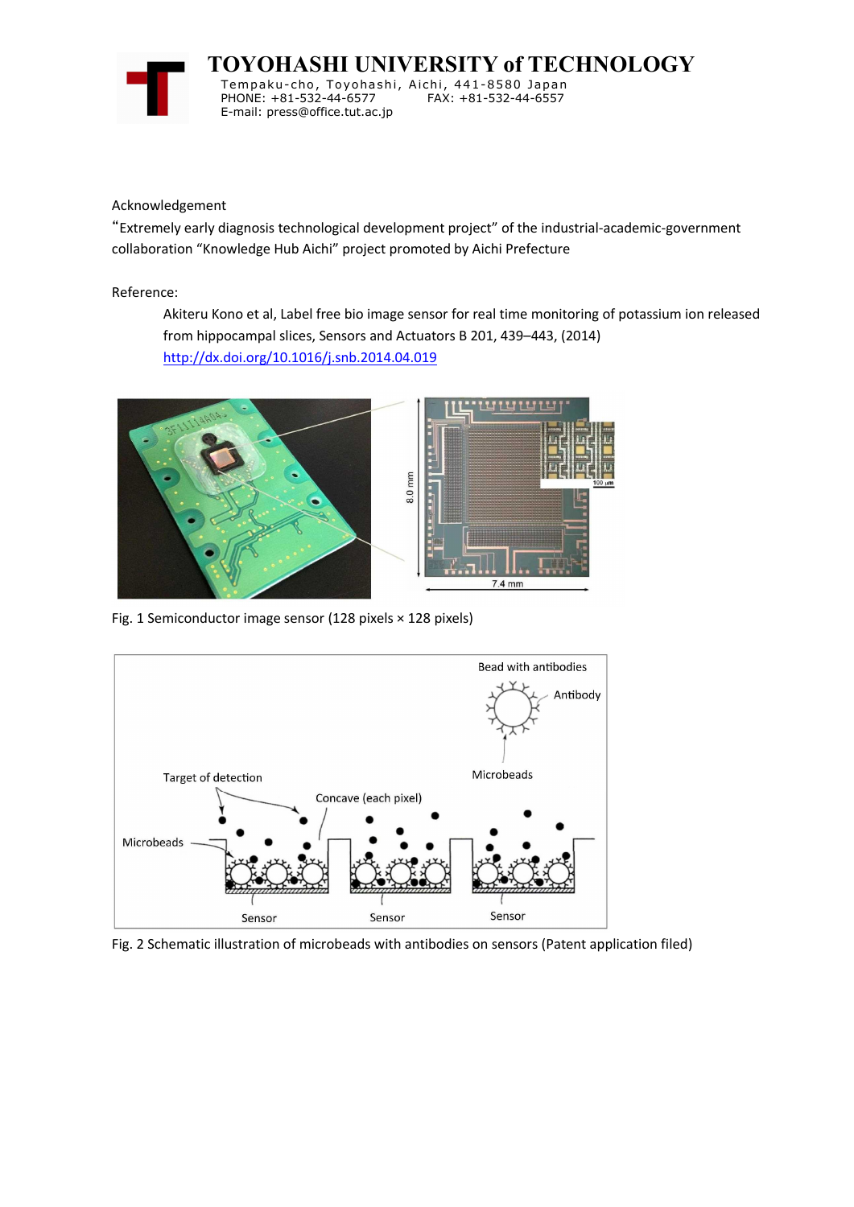Acknowledgement

"Extremely early diagnosis technological development project" of the industrial-academic-government collaboration "Knowledge Hub Aichi" project promoted by Aichi Prefecture

Reference:

Akiteru Kono et al, Label free bio image sensor for real time monitoring of potassium ion released from hippocampal slices, Sensors and Actuators B 201, 439–443, (2014) http://dx.doi.org/10.1016/j.snb.2014.04.019

Fig. 1 Semiconductor image sensor (128 pixels × 128 pixels)

Fig. 2 Schematic illustration of microbeads with antibodies on sensors (Patent application filed)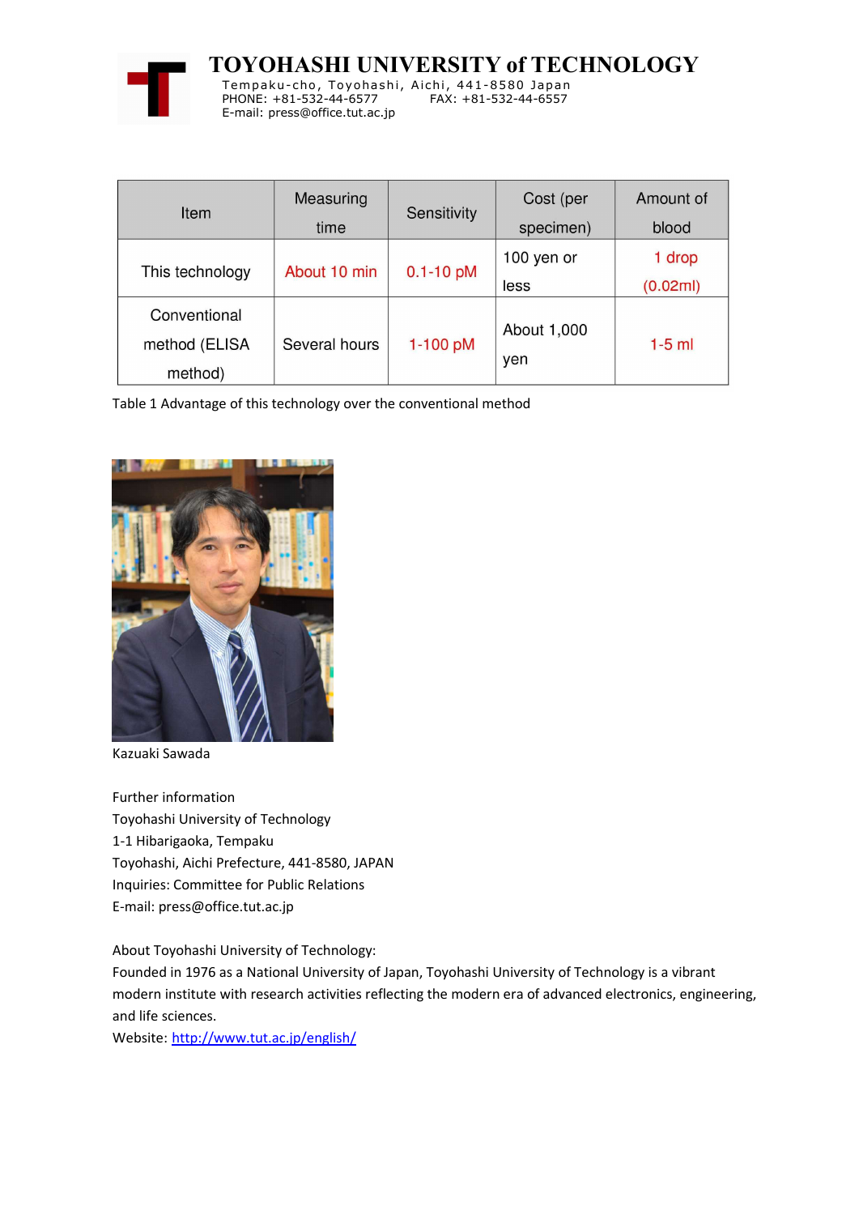| Item | Measuring time | Sensitivity | Cost (per specimen) | Amount of blood |
|---|---|---|---|---|
| This technology | About 10 min | 0.1-10 pM | 100 yen or less | 1 drop (0.02ml) |
| Conventional method (ELISA method) | Several hours | 1-100 pM | About 1,000 yen | 1-5 ml |

Table 1 Advantage of this technology over the conventional method

Kazuaki Sawada

Further information
Toyohashi University of Technology
1-1 Hibarigaoka, Tempaku
Toyohashi, Aichi Prefecture, 441-8580, JAPAN
Inquiries: Committee for Public Relations
E-mail: press@office.tut.ac.jp

About Toyohashi University of Technology:
Founded in 1976 as a National University of Japan, Toyohashi University of Technology is a vibrant modern institute with research activities reflecting the modern era of advanced electronics, engineering, and life sciences.
Website: http://www.tut.ac.jp/english/